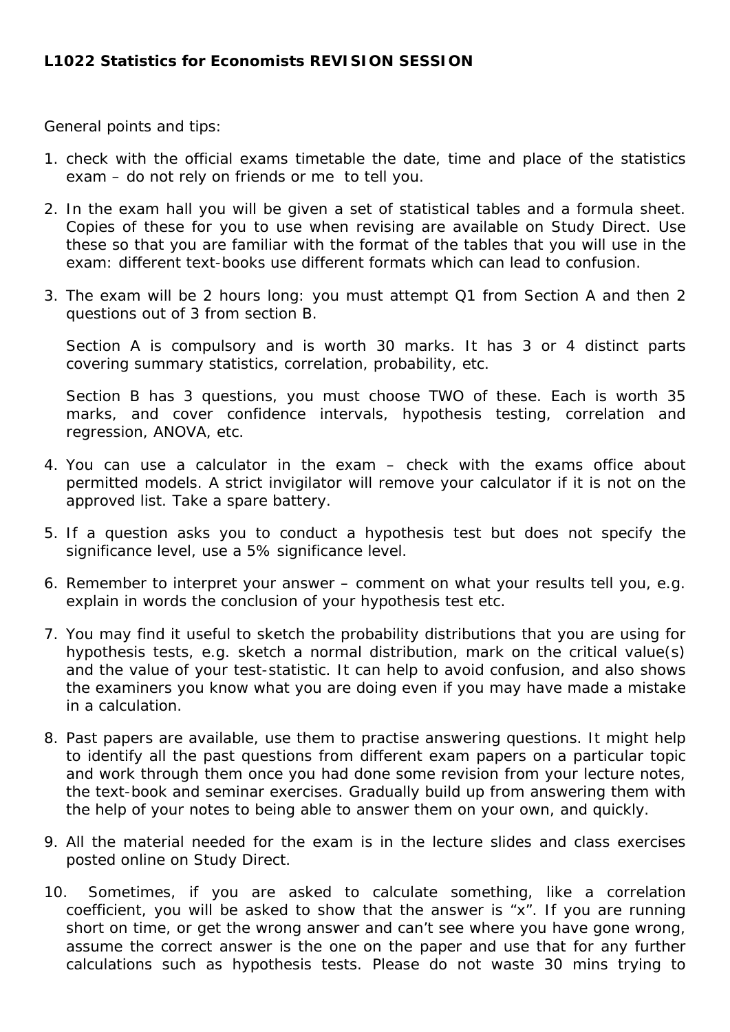**L1022 Statistics for Economists REVISION SESSION**

General points and tips:

1. check with the official exams timetable the date, time and place of the statistics exam – do not rely on friends or me to tell you.

2. In the exam hall you will be given a set of statistical tables and a formula sheet. Copies of these for you to use when revising are available on Study Direct. Use these so that you are familiar with the format of the tables that you will use in the exam: different text-books use different formats which can lead to confusion.

3. The exam will be 2 hours long: you must attempt Q1 from Section A and then 2 questions out of 3 from section B.

   Section A is compulsory and is worth 30 marks. It has 3 or 4 distinct parts covering summary statistics, correlation, probability, etc.

   Section B has 3 questions, you must choose TWO of these. Each is worth 35 marks, and cover confidence intervals, hypothesis testing, correlation and regression, ANOVA, etc.

4. You can use a calculator in the exam – check with the exams office about permitted models. A strict invigilator will remove your calculator if it is not on the approved list. Take a spare battery.

5. If a question asks you to conduct a hypothesis test but does not specify the significance level, use a 5% significance level.

6. Remember to interpret your answer – comment on what your results tell you, e.g. explain in words the conclusion of your hypothesis test etc.

7. You may find it useful to sketch the probability distributions that you are using for hypothesis tests, e.g. sketch a normal distribution, mark on the critical value(s) and the value of your test-statistic. It can help to avoid confusion, and also shows the examiners you know what you are doing even if you may have made a mistake in a calculation.

8. Past papers are available, use them to practise answering questions. It might help to identify all the past questions from different exam papers on a particular topic and work through them once you had done some revision from your lecture notes, the text-book and seminar exercises. Gradually build up from answering them with the help of your notes to being able to answer them on your own, and quickly.

9. All the material needed for the exam is in the lecture slides and class exercises posted online on Study Direct.

10. Sometimes, if you are asked to calculate something, like a correlation coefficient, you will be asked to show that the answer is "x". If you are running short on time, or get the wrong answer and can't see where you have gone wrong, assume the correct answer is the one on the paper and use that for any further calculations such as hypothesis tests. Please do not waste 30 mins trying to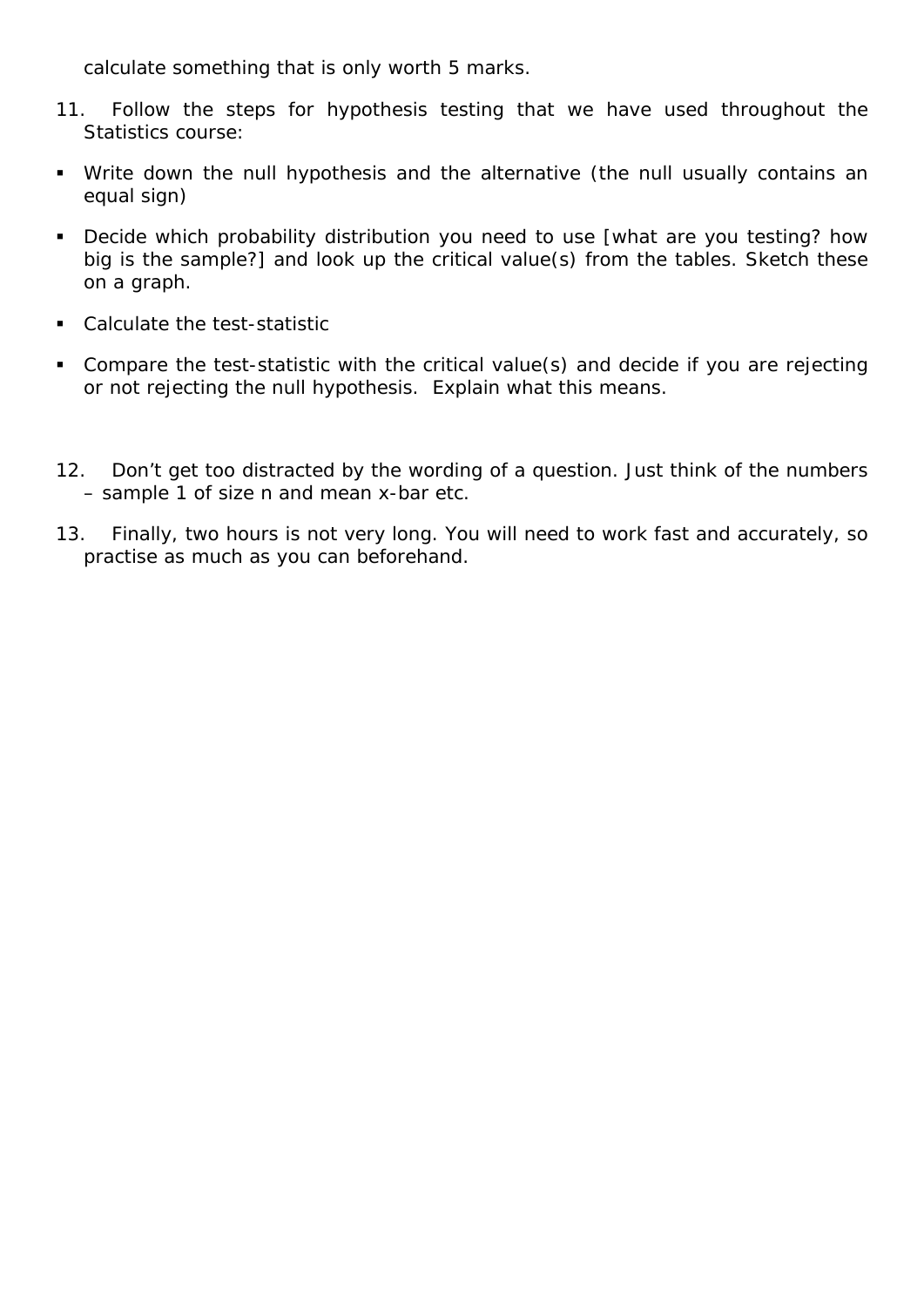calculate something that is only worth 5 marks.

11. Follow the steps for hypothesis testing that we have used throughout the Statistics course:

- Write down the null hypothesis and the alternative (the null usually contains an equal sign)
- Decide which probability distribution you need to use [what are you testing? how big is the sample?] and look up the critical value(s) from the tables. Sketch these on a graph.
- Calculate the test-statistic
- Compare the test-statistic with the critical value(s) and decide if you are rejecting or not rejecting the null hypothesis. Explain what this means.

12. Don't get too distracted by the wording of a question. Just think of the numbers – sample 1 of size n and mean x-bar etc.

13. Finally, two hours is not very long. You will need to work fast and accurately, so practise as much as you can beforehand.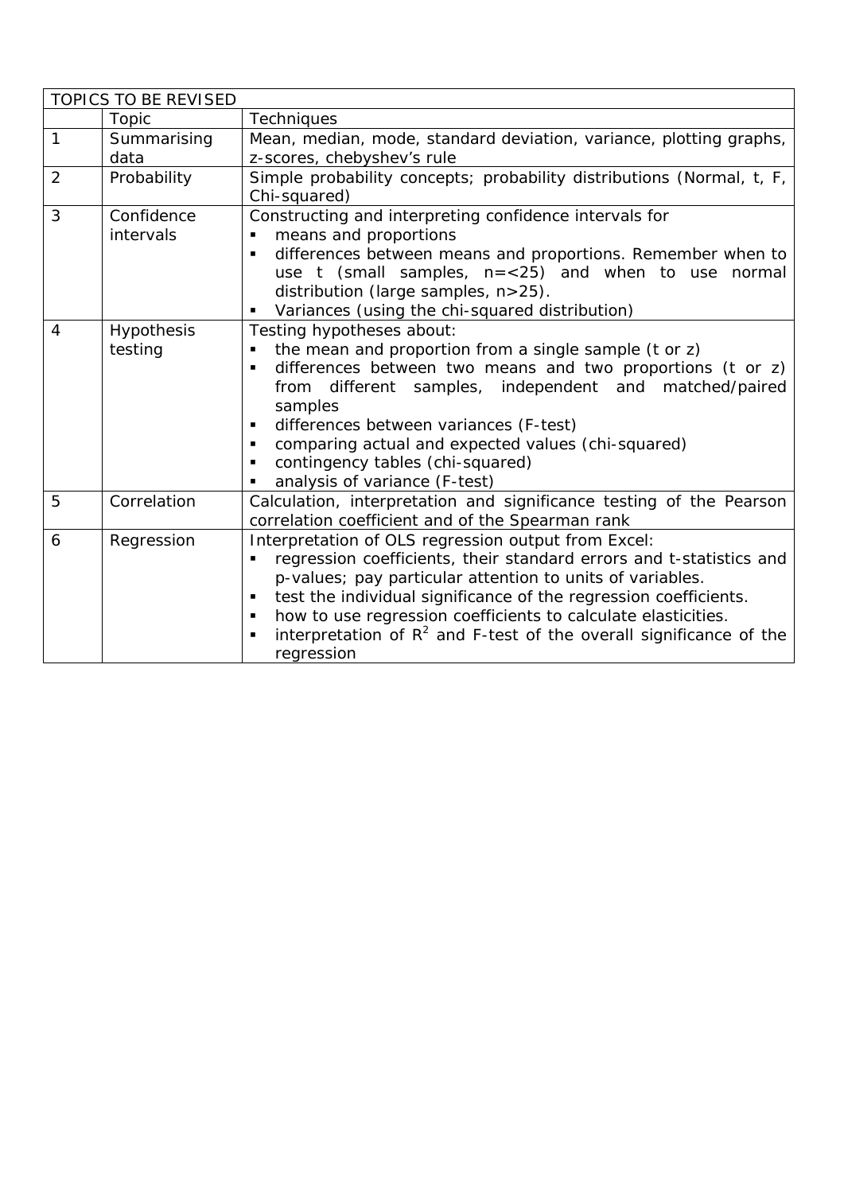| TOPICS TO BE REVISED | | |
|---|---|---|
| | Topic | Techniques |
| 1 | Summarising data | Mean, median, mode, standard deviation, variance, plotting graphs, z-scores, chebyshev's rule |
| 2 | Probability | Simple probability concepts; probability distributions (Normal, t, F, Chi-squared) |
| 3 | Confidence intervals | Constructing and interpreting confidence intervals for<br>▪ means and proportions<br>▪ differences between means and proportions. Remember when to use t (small samples, n=<25) and when to use normal distribution (large samples, n>25).<br>▪ Variances (using the chi-squared distribution) |
| 4 | Hypothesis testing | Testing hypotheses about:<br>▪ the mean and proportion from a single sample (t or z)<br>▪ differences between two means and two proportions (t or z) from different samples, independent and matched/paired samples<br>▪ differences between variances (F-test)<br>▪ comparing actual and expected values (chi-squared)<br>▪ contingency tables (chi-squared)<br>▪ analysis of variance (F-test) |
| 5 | Correlation | Calculation, interpretation and significance testing of the Pearson correlation coefficient and of the Spearman rank |
| 6 | Regression | Interpretation of OLS regression output from Excel:<br>▪ regression coefficients, their standard errors and t-statistics and p-values; pay particular attention to units of variables.<br>▪ test the individual significance of the regression coefficients.<br>▪ how to use regression coefficients to calculate elasticities.<br>▪ interpretation of $R^2$ and F-test of the overall significance of the regression |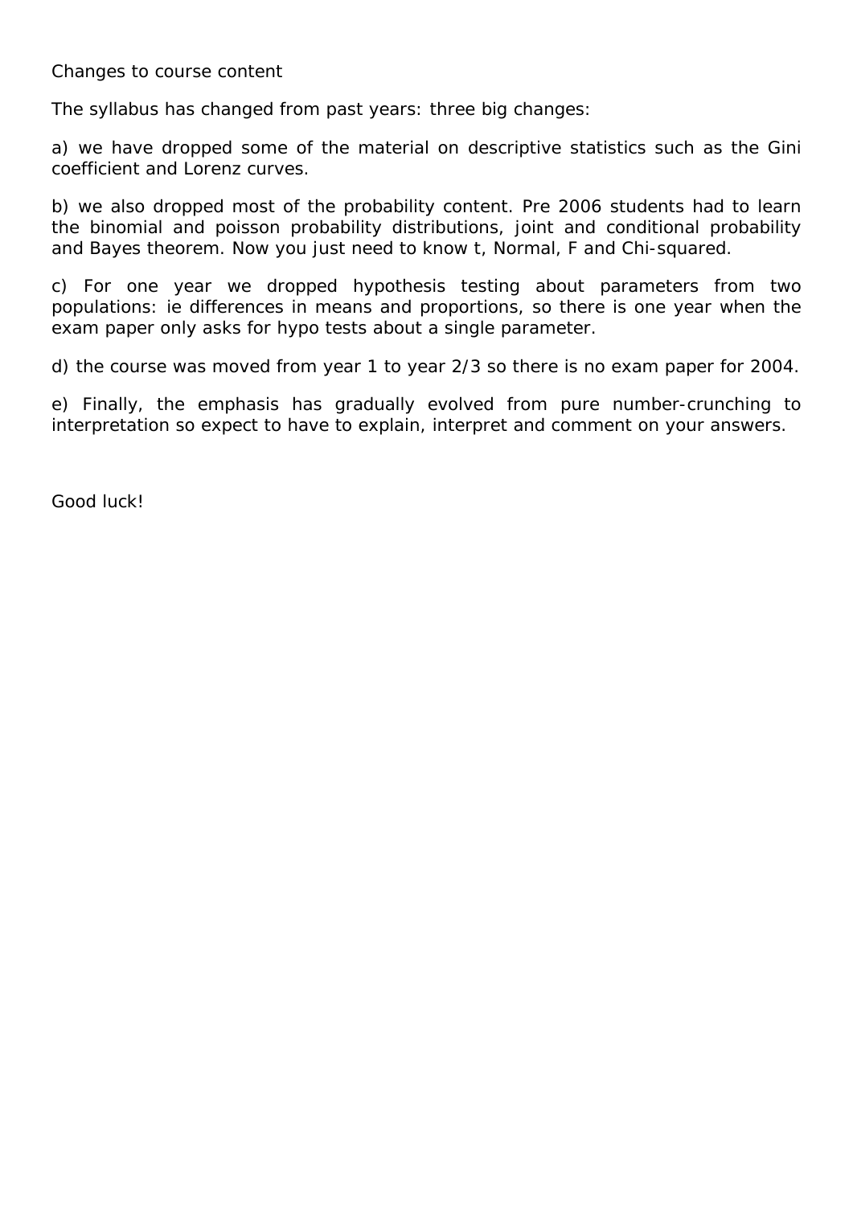Changes to course content

The syllabus has changed from past years: three big changes:

a) we have dropped some of the material on descriptive statistics such as the Gini coefficient and Lorenz curves.

b) we also dropped most of the probability content. Pre 2006 students had to learn the binomial and poisson probability distributions, joint and conditional probability and Bayes theorem. Now you just need to know t, Normal, F and Chi-squared.

c) For one year we dropped hypothesis testing about parameters from two populations: ie differences in means and proportions, so there is one year when the exam paper only asks for hypo tests about a single parameter.

d) the course was moved from year 1 to year 2/3 so there is no exam paper for 2004.

e) Finally, the emphasis has gradually evolved from pure number-crunching to interpretation so expect to have to explain, interpret and comment on your answers.

Good luck!